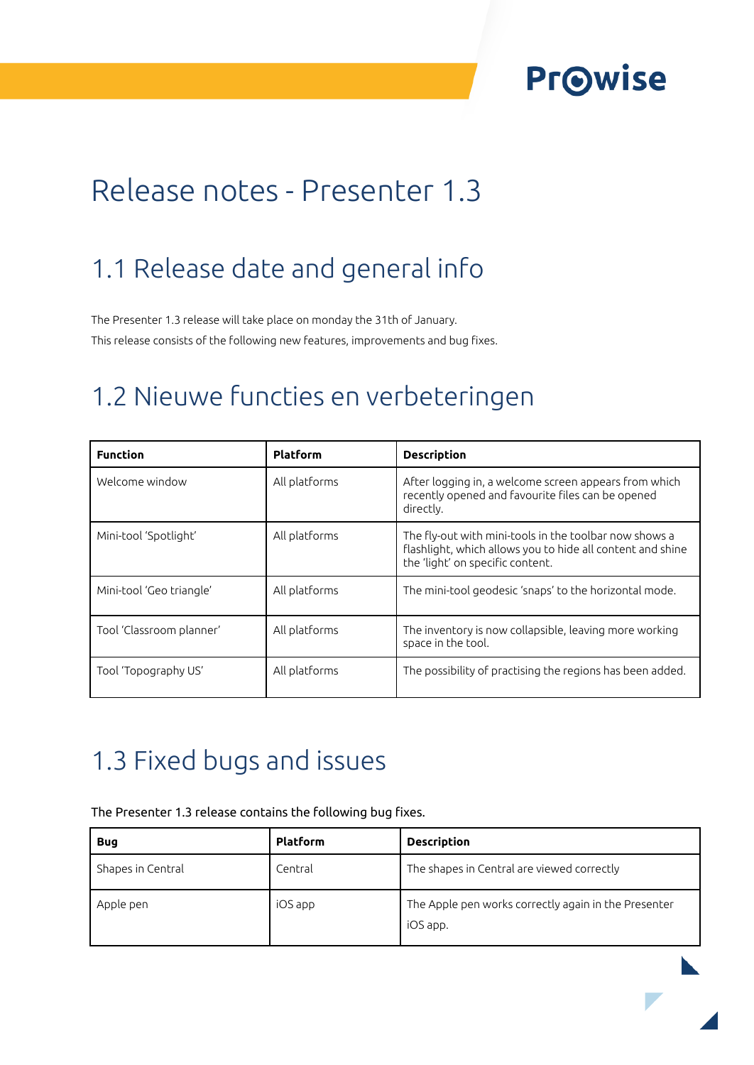# Release notes - Presenter 1.3

## 1.1 Release date and general info

The Presenter 1.3 release will take place on monday the 31th of January.
This release consists of the following new features, improvements and bug fixes.

## 1.2 Nieuwe functies en verbeteringen

| Function | Platform | Description |
|---|---|---|
| Welcome window | All platforms | After logging in, a welcome screen appears from which recently opened and favourite files can be opened directly. |
| Mini-tool 'Spotlight' | All platforms | The fly-out with mini-tools in the toolbar now shows a flashlight, which allows you to hide all content and shine the 'light' on specific content. |
| Mini-tool 'Geo triangle' | All platforms | The mini-tool geodesic 'snaps' to the horizontal mode. |
| Tool 'Classroom planner' | All platforms | The inventory is now collapsible, leaving more working space in the tool. |
| Tool 'Topography US' | All platforms | The possibility of practising the regions has been added. |

## 1.3 Fixed bugs and issues

The Presenter 1.3 release contains the following bug fixes.

| Bug | Platform | Description |
|---|---|---|
| Shapes in Central | Central | The shapes in Central are viewed correctly |
| Apple pen | iOS app | The Apple pen works correctly again in the Presenter iOS app. |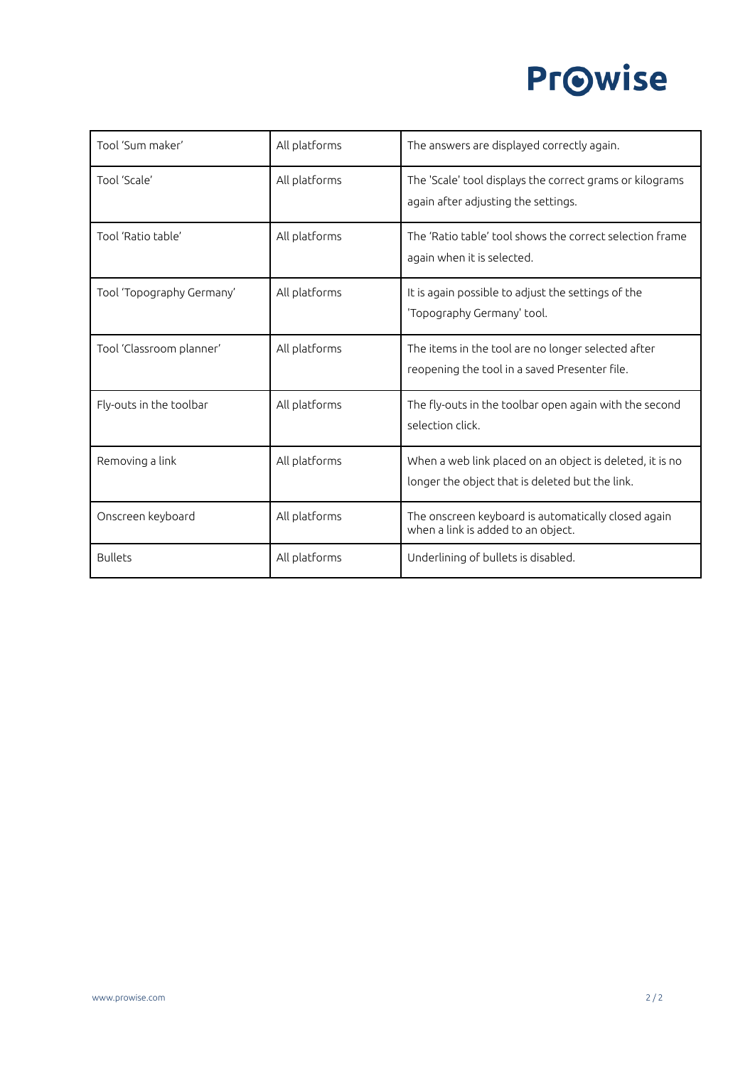| | | |
|---|---|---|
| Tool 'Sum maker' | All platforms | The answers are displayed correctly again. |
| Tool 'Scale' | All platforms | The 'Scale' tool displays the correct grams or kilograms again after adjusting the settings. |
| Tool 'Ratio table' | All platforms | The 'Ratio table' tool shows the correct selection frame again when it is selected. |
| Tool 'Topography Germany' | All platforms | It is again possible to adjust the settings of the 'Topography Germany' tool. |
| Tool 'Classroom planner' | All platforms | The items in the tool are no longer selected after reopening the tool in a saved Presenter file. |
| Fly-outs in the toolbar | All platforms | The fly-outs in the toolbar open again with the second selection click. |
| Removing a link | All platforms | When a web link placed on an object is deleted, it is no longer the object that is deleted but the link. |
| Onscreen keyboard | All platforms | The onscreen keyboard is automatically closed again when a link is added to an object. |
| Bullets | All platforms | Underlining of bullets is disabled. |